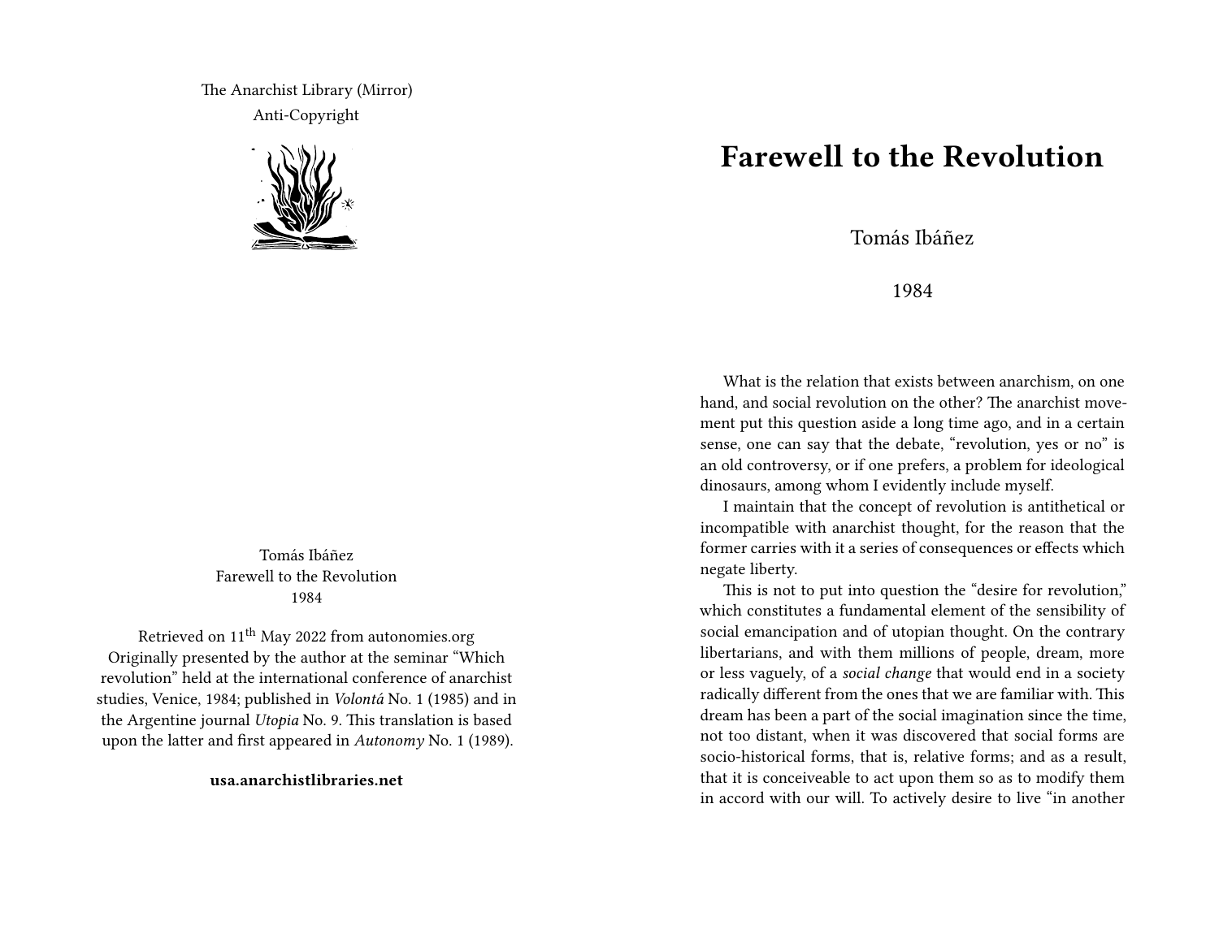The Anarchist Library (Mirror)
Anti-Copyright

Tomás Ibáñez
Farewell to the Revolution
1984

Retrieved on 11th May 2022 from autonomies.org
Originally presented by the author at the seminar "Which revolution" held at the international conference of anarchist studies, Venice, 1984; published in *Volontá* No. 1 (1985) and in the Argentine journal *Utopia* No. 9. This translation is based upon the latter and first appeared in *Autonomy* No. 1 (1989).

**usa.anarchistlibraries.net**

# Farewell to the Revolution

Tomás Ibáñez

1984

What is the relation that exists between anarchism, on one hand, and social revolution on the other? The anarchist movement put this question aside a long time ago, and in a certain sense, one can say that the debate, "revolution, yes or no" is an old controversy, or if one prefers, a problem for ideological dinosaurs, among whom I evidently include myself.

I maintain that the concept of revolution is antithetical or incompatible with anarchist thought, for the reason that the former carries with it a series of consequences or effects which negate liberty.

This is not to put into question the "desire for revolution," which constitutes a fundamental element of the sensibility of social emancipation and of utopian thought. On the contrary libertarians, and with them millions of people, dream, more or less vaguely, of a *social change* that would end in a society radically different from the ones that we are familiar with. This dream has been a part of the social imagination since the time, not too distant, when it was discovered that social forms are socio-historical forms, that is, relative forms; and as a result, that it is conceiveable to act upon them so as to modify them in accord with our will. To actively desire to live "in another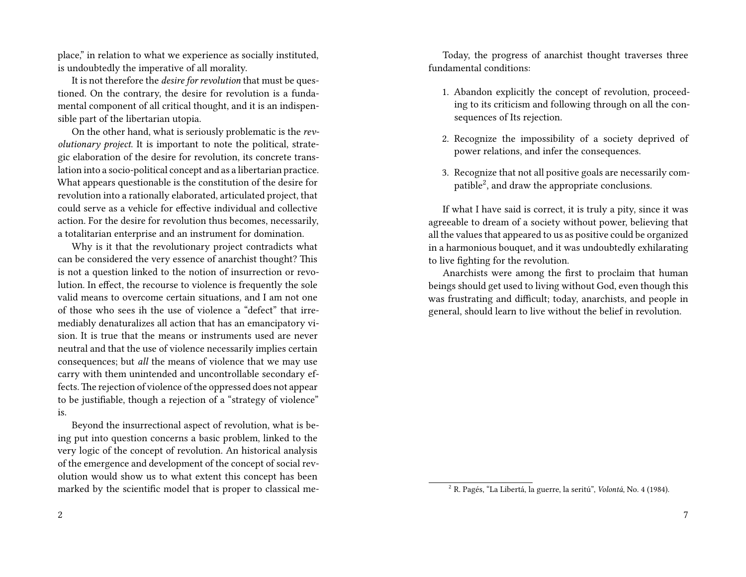place," in relation to what we experience as socially instituted, is undoubtedly the imperative of all morality.

It is not therefore the *desire for revolution* that must be questioned. On the contrary, the desire for revolution is a fundamental component of all critical thought, and it is an indispensible part of the libertarian utopia.

On the other hand, what is seriously problematic is the *revolutionary project*. It is important to note the political, strategic elaboration of the desire for revolution, its concrete translation into a socio-political concept and as a libertarian practice. What appears questionable is the constitution of the desire for revolution into a rationally elaborated, articulated project, that could serve as a vehicle for effective individual and collective action. For the desire for revolution thus becomes, necessarily, a totalitarian enterprise and an instrument for domination.

Why is it that the revolutionary project contradicts what can be considered the very essence of anarchist thought? This is not a question linked to the notion of insurrection or revolution. In effect, the recourse to violence is frequently the sole valid means to overcome certain situations, and I am not one of those who sees ih the use of violence a "defect" that irremediably denaturalizes all action that has an emancipatory vision. It is true that the means or instruments used are never neutral and that the use of violence necessarily implies certain consequences; but *all* the means of violence that we may use carry with them unintended and uncontrollable secondary effects. The rejection of violence of the oppressed does not appear to be justifiable, though a rejection of a "strategy of violence" is.

Beyond the insurrectional aspect of revolution, what is being put into question concerns a basic problem, linked to the very logic of the concept of revolution. An historical analysis of the emergence and development of the concept of social revolution would show us to what extent this concept has been marked by the scientific model that is proper to classical me-

Today, the progress of anarchist thought traverses three fundamental conditions:

1. Abandon explicitly the concept of revolution, proceeding to its criticism and following through on all the consequences of Its rejection.
2. Recognize the impossibility of a society deprived of power relations, and infer the consequences.
3. Recognize that not all positive goals are necessarily compatible[2], and draw the appropriate conclusions.

If what I have said is correct, it is truly a pity, since it was agreeable to dream of a society without power, believing that all the values that appeared to us as positive could be organized in a harmonious bouquet, and it was undoubtedly exhilarating to live fighting for the revolution.

Anarchists were among the first to proclaim that human beings should get used to living without God, even though this was frustrating and difficult; today, anarchists, and people in general, should learn to live without the belief in revolution.

[2] R. Pagés, "La Libertá, la guerre, la seritú", *Volontá*, No. 4 (1984).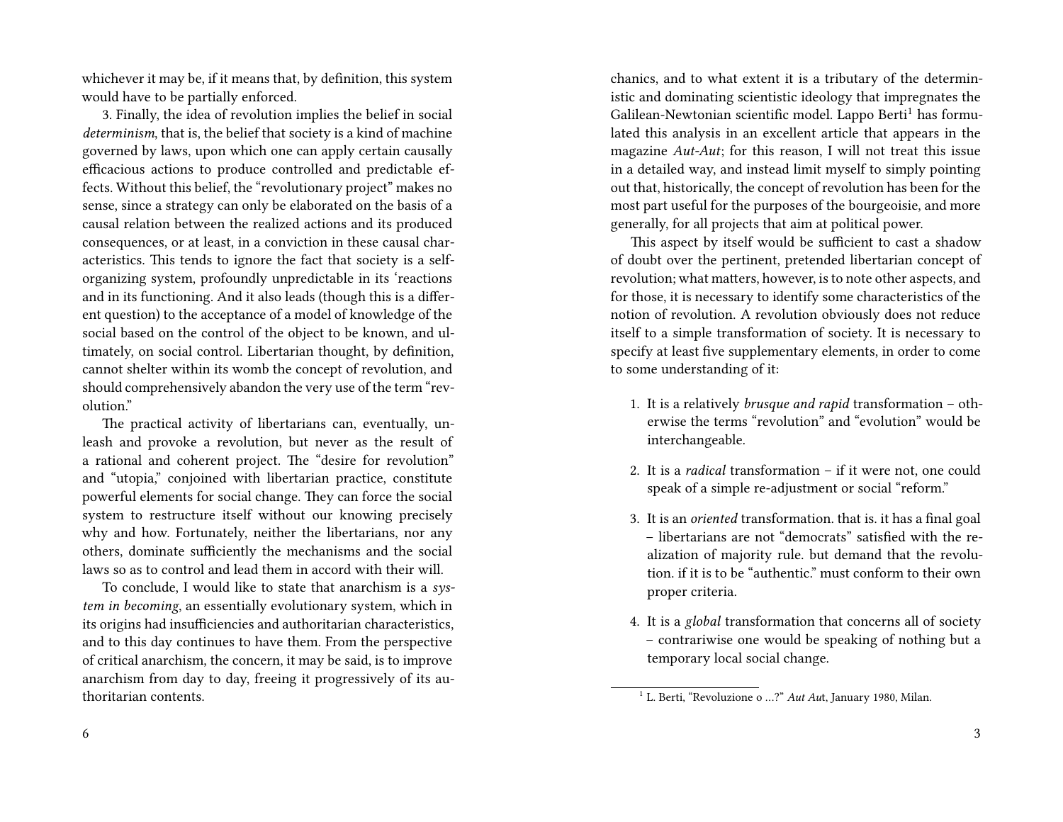whichever it may be, if it means that, by definition, this system would have to be partially enforced.

3. Finally, the idea of revolution implies the belief in social *determinism*, that is, the belief that society is a kind of machine governed by laws, upon which one can apply certain causally efficacious actions to produce controlled and predictable effects. Without this belief, the "revolutionary project" makes no sense, since a strategy can only be elaborated on the basis of a causal relation between the realized actions and its produced consequences, or at least, in a conviction in these causal characteristics. This tends to ignore the fact that society is a self-organizing system, profoundly unpredictable in its 'reactions and in its functioning. And it also leads (though this is a different question) to the acceptance of a model of knowledge of the social based on the control of the object to be known, and ultimately, on social control. Libertarian thought, by definition, cannot shelter within its womb the concept of revolution, and should comprehensively abandon the very use of the term "revolution."

The practical activity of libertarians can, eventually, unleash and provoke a revolution, but never as the result of a rational and coherent project. The "desire for revolution" and "utopia," conjoined with libertarian practice, constitute powerful elements for social change. They can force the social system to restructure itself without our knowing precisely why and how. Fortunately, neither the libertarians, nor any others, dominate sufficiently the mechanisms and the social laws so as to control and lead them in accord with their will.

To conclude, I would like to state that anarchism is a *system in becoming*, an essentially evolutionary system, which in its origins had insufficiencies and authoritarian characteristics, and to this day continues to have them. From the perspective of critical anarchism, the concern, it may be said, is to improve anarchism from day to day, freeing it progressively of its authoritarian contents.

chanics, and to what extent it is a tributary of the deterministic and dominating scientistic ideology that impregnates the Galilean-Newtonian scientific model. Lappo Berti[1] has formulated this analysis in an excellent article that appears in the magazine *Aut-Aut*; for this reason, I will not treat this issue in a detailed way, and instead limit myself to simply pointing out that, historically, the concept of revolution has been for the most part useful for the purposes of the bourgeoisie, and more generally, for all projects that aim at political power.

This aspect by itself would be sufficient to cast a shadow of doubt over the pertinent, pretended libertarian concept of revolution; what matters, however, is to note other aspects, and for those, it is necessary to identify some characteristics of the notion of revolution. A revolution obviously does not reduce itself to a simple transformation of society. It is necessary to specify at least five supplementary elements, in order to come to some understanding of it:

1. It is a relatively *brusque and rapid* transformation – otherwise the terms "revolution" and "evolution" would be interchangeable.
2. It is a *radical* transformation – if it were not, one could speak of a simple re-adjustment or social "reform."
3. It is an *oriented* transformation. that is. it has a final goal – libertarians are not "democrats" satisfied with the realization of majority rule. but demand that the revolution. if it is to be "authentic." must conform to their own proper criteria.
4. It is a *global* transformation that concerns all of society – contrariwise one would be speaking of nothing but a temporary local social change.

[1] L. Berti, "Revoluzione o …?" *Aut Aut*, January 1980, Milan.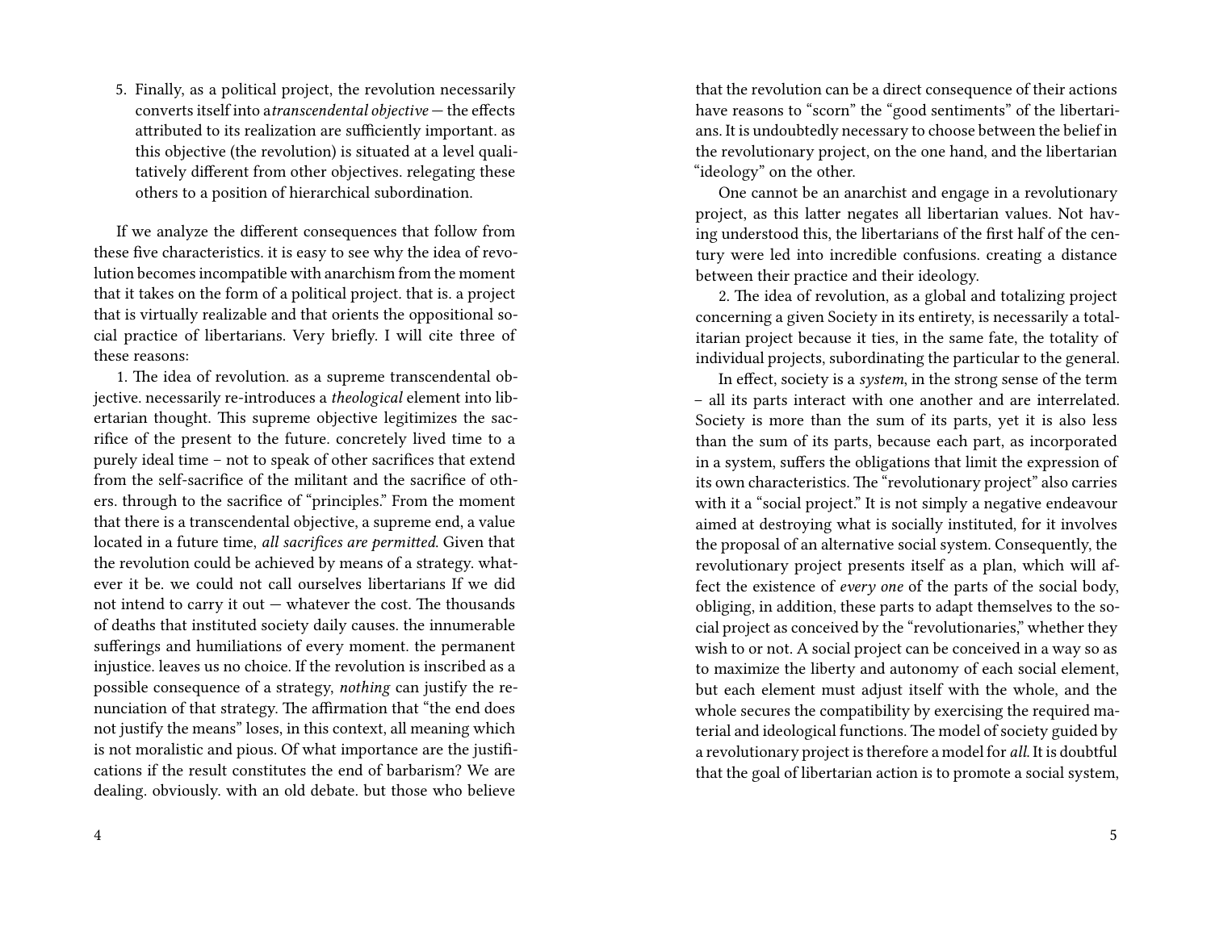5. Finally, as a political project, the revolution necessarily converts itself into a*transcendental objective* — the effects attributed to its realization are sufficiently important. as this objective (the revolution) is situated at a level qualitatively different from other objectives. relegating these others to a position of hierarchical subordination.

If we analyze the different consequences that follow from these five characteristics. it is easy to see why the idea of revolution becomes incompatible with anarchism from the moment that it takes on the form of a political project. that is. a project that is virtually realizable and that orients the oppositional social practice of libertarians. Very briefly. I will cite three of these reasons:

1. The idea of revolution. as a supreme transcendental objective. necessarily re-introduces a *theological* element into libertarian thought. This supreme objective legitimizes the sacrifice of the present to the future. concretely lived time to a purely ideal time – not to speak of other sacrifices that extend from the self-sacrifice of the militant and the sacrifice of others. through to the sacrifice of "principles." From the moment that there is a transcendental objective, a supreme end, a value located in a future time, *all sacrifices are permitted*. Given that the revolution could be achieved by means of a strategy. whatever it be. we could not call ourselves libertarians If we did not intend to carry it out — whatever the cost. The thousands of deaths that instituted society daily causes. the innumerable sufferings and humiliations of every moment. the permanent injustice. leaves us no choice. If the revolution is inscribed as a possible consequence of a strategy, *nothing* can justify the renunciation of that strategy. The affirmation that "the end does not justify the means" loses, in this context, all meaning which is not moralistic and pious. Of what importance are the justifications if the result constitutes the end of barbarism? We are dealing. obviously. with an old debate. but those who believe that the revolution can be a direct consequence of their actions have reasons to "scorn" the "good sentiments" of the libertarians. It is undoubtedly necessary to choose between the belief in the revolutionary project, on the one hand, and the libertarian "ideology" on the other.

One cannot be an anarchist and engage in a revolutionary project, as this latter negates all libertarian values. Not having understood this, the libertarians of the first half of the century were led into incredible confusions. creating a distance between their practice and their ideology.

2. The idea of revolution, as a global and totalizing project concerning a given Society in its entirety, is necessarily a totalitarian project because it ties, in the same fate, the totality of individual projects, subordinating the particular to the general.

In effect, society is a *system*, in the strong sense of the term – all its parts interact with one another and are interrelated. Society is more than the sum of its parts, yet it is also less than the sum of its parts, because each part, as incorporated in a system, suffers the obligations that limit the expression of its own characteristics. The "revolutionary project" also carries with it a "social project." It is not simply a negative endeavour aimed at destroying what is socially instituted, for it involves the proposal of an alternative social system. Consequently, the revolutionary project presents itself as a plan, which will affect the existence of *every one* of the parts of the social body, obliging, in addition, these parts to adapt themselves to the social project as conceived by the "revolutionaries," whether they wish to or not. A social project can be conceived in a way so as to maximize the liberty and autonomy of each social element, but each element must adjust itself with the whole, and the whole secures the compatibility by exercising the required material and ideological functions. The model of society guided by a revolutionary project is therefore a model for *all.* It is doubtful that the goal of libertarian action is to promote a social system,